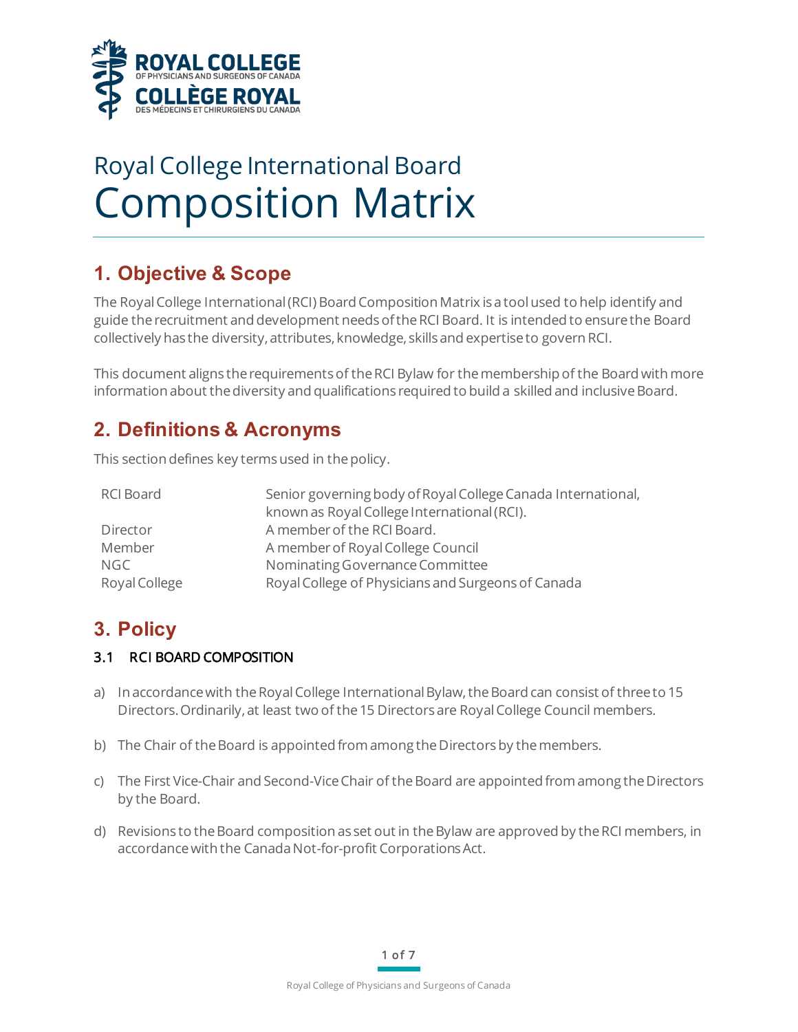# Royal College International Board
# Composition Matrix

## 1. Objective & Scope

The Royal College International (RCI) Board Composition Matrix is a tool used to help identify and guide the recruitment and development needs of the RCI Board. It is intended to ensure the Board collectively has the diversity, attributes, knowledge, skills and expertise to govern RCI.

This document aligns the requirements of the RCI Bylaw for the membership of the Board with more information about the diversity and qualifications required to build a skilled and inclusive Board.

## 2. Definitions & Acronyms

This section defines key terms used in the policy.

| | |
|---|---|
| RCI Board | Senior governing body of Royal College Canada International, known as Royal College International (RCI). |
| Director | A member of the RCI Board. |
| Member | A member of Royal College Council |
| NGC | Nominating Governance Committee |
| Royal College | Royal College of Physicians and Surgeons of Canada |

## 3. Policy

### 3.1 RCI BOARD COMPOSITION

a) In accordance with the Royal College International Bylaw, the Board can consist of three to 15 Directors. Ordinarily, at least two of the 15 Directors are Royal College Council members.

b) The Chair of the Board is appointed from among the Directors by the members.

c) The First Vice-Chair and Second-Vice Chair of the Board are appointed from among the Directors by the Board.

d) Revisions to the Board composition as set out in the Bylaw are approved by the RCI members, in accordance with the Canada Not-for-profit Corporations Act.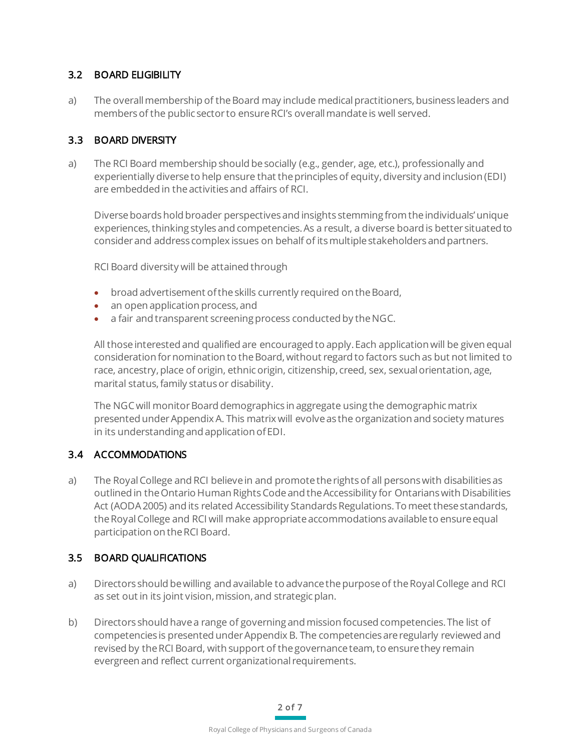## 3.2 BOARD ELIGIBILITY

a) The overall membership of the Board may include medical practitioners, business leaders and members of the public sector to ensure RCI's overall mandate is well served.

## 3.3 BOARD DIVERSITY

a) The RCI Board membership should be socially (e.g., gender, age, etc.), professionally and experientially diverse to help ensure that the principles of equity, diversity and inclusion (EDI) are embedded in the activities and affairs of RCI.

   Diverse boards hold broader perspectives and insights stemming from the individuals' unique experiences, thinking styles and competencies. As a result, a diverse board is better situated to consider and address complex issues on behalf of its multiple stakeholders and partners.

   RCI Board diversity will be attained through

   - broad advertisement of the skills currently required on the Board,
   - an open application process, and
   - a fair and transparent screening process conducted by the NGC.

   All those interested and qualified are encouraged to apply. Each application will be given equal consideration for nomination to the Board, without regard to factors such as but not limited to race, ancestry, place of origin, ethnic origin, citizenship, creed, sex, sexual orientation, age, marital status, family status or disability.

   The NGC will monitor Board demographics in aggregate using the demographic matrix presented under Appendix A. This matrix will evolve as the organization and society matures in its understanding and application of EDI.

## 3.4 ACCOMMODATIONS

a) The Royal College and RCI believe in and promote the rights of all persons with disabilities as outlined in the Ontario Human Rights Code and the Accessibility for Ontarians with Disabilities Act (AODA 2005) and its related Accessibility Standards Regulations. To meet these standards, the Royal College and RCI will make appropriate accommodations available to ensure equal participation on the RCI Board.

## 3.5 BOARD QUALIFICATIONS

a) Directors should be willing and available to advance the purpose of the Royal College and RCI as set out in its joint vision, mission, and strategic plan.

b) Directors should have a range of governing and mission focused competencies. The list of competencies is presented under Appendix B. The competencies are regularly reviewed and revised by the RCI Board, with support of the governance team, to ensure they remain evergreen and reflect current organizational requirements.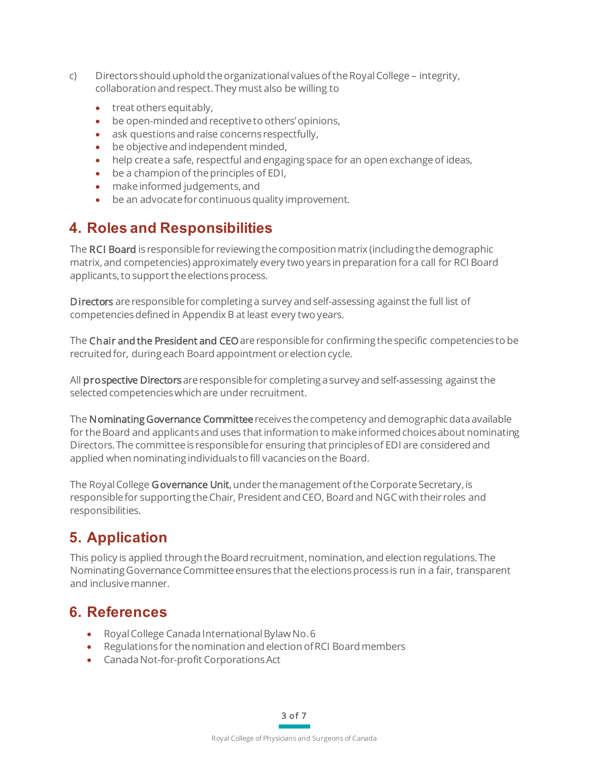c) Directors should uphold the organizational values of the Royal College – integrity, collaboration and respect. They must also be willing to

- treat others equitably,
- be open-minded and receptive to others' opinions,
- ask questions and raise concerns respectfully,
- be objective and independent minded,
- help create a safe, respectful and engaging space for an open exchange of ideas,
- be a champion of the principles of EDI,
- make informed judgements, and
- be an advocate for continuous quality improvement.

## 4. Roles and Responsibilities

The RCI Board is responsible for reviewing the composition matrix (including the demographic matrix, and competencies) approximately every two years in preparation for a call for RCI Board applicants, to support the elections process.

Directors are responsible for completing a survey and self-assessing against the full list of competencies defined in Appendix B at least every two years.

The Chair and the President and CEO are responsible for confirming the specific competencies to be recruited for, during each Board appointment or election cycle.

All prospective Directors are responsible for completing a survey and self-assessing against the selected competencies which are under recruitment.

The Nominating Governance Committee receives the competency and demographic data available for the Board and applicants and uses that information to make informed choices about nominating Directors. The committee is responsible for ensuring that principles of EDI are considered and applied when nominating individuals to fill vacancies on the Board.

The Royal College Governance Unit, under the management of the Corporate Secretary, is responsible for supporting the Chair, President and CEO, Board and NGC with their roles and responsibilities.

## 5. Application

This policy is applied through the Board recruitment, nomination, and election regulations. The Nominating Governance Committee ensures that the elections process is run in a fair, transparent and inclusive manner.

## 6. References

- Royal College Canada International Bylaw No. 6
- Regulations for the nomination and election of RCI Board members
- Canada Not-for-profit Corporations Act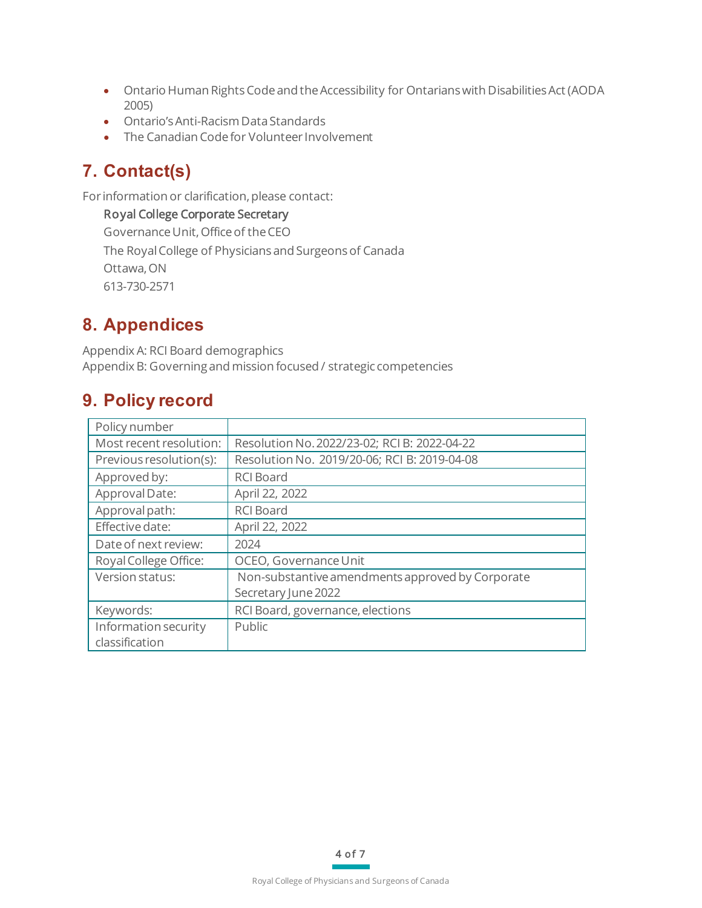- Ontario Human Rights Code and the Accessibility for Ontarians with Disabilities Act (AODA 2005)
- Ontario's Anti-Racism Data Standards
- The Canadian Code for Volunteer Involvement

## 7. Contact(s)

For information or clarification, please contact:

Royal College Corporate Secretary
Governance Unit, Office of the CEO
The Royal College of Physicians and Surgeons of Canada
Ottawa, ON
613-730-2571

## 8. Appendices

Appendix A: RCI Board demographics
Appendix B: Governing and mission focused / strategic competencies

## 9. Policy record

| Policy number | |
|---|---|
| Most recent resolution: | Resolution No. 2022/23-02; RCI B: 2022-04-22 |
| Previous resolution(s): | Resolution No. 2019/20-06; RCI B: 2019-04-08 |
| Approved by: | RCI Board |
| Approval Date: | April 22, 2022 |
| Approval path: | RCI Board |
| Effective date: | April 22, 2022 |
| Date of next review: | 2024 |
| Royal College Office: | OCEO, Governance Unit |
| Version status: | Non-substantive amendments approved by Corporate Secretary June 2022 |
| Keywords: | RCI Board, governance, elections |
| Information security classification | Public |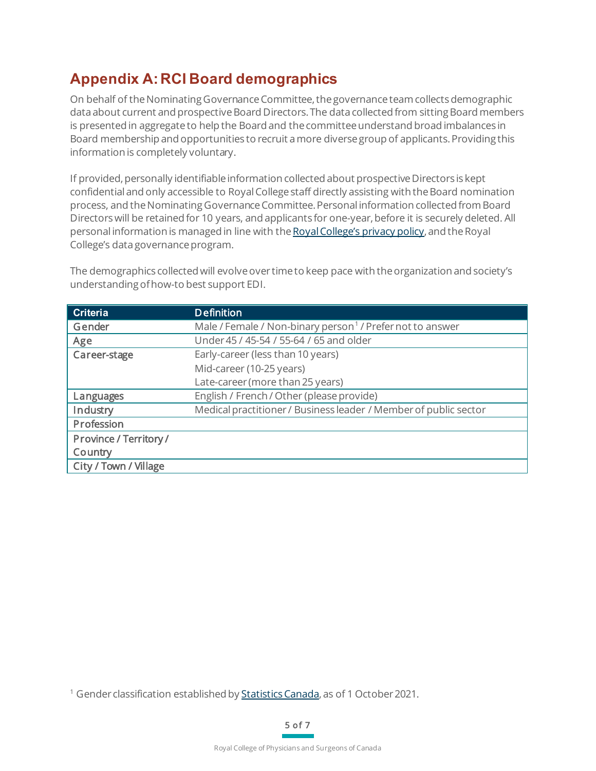## Appendix A: RCI Board demographics

On behalf of the Nominating Governance Committee, the governance team collects demographic data about current and prospective Board Directors. The data collected from sitting Board members is presented in aggregate to help the Board and the committee understand broad imbalances in Board membership and opportunities to recruit a more diverse group of applicants. Providing this information is completely voluntary.

If provided, personally identifiable information collected about prospective Directors is kept confidential and only accessible to Royal College staff directly assisting with the Board nomination process, and the Nominating Governance Committee. Personal information collected from Board Directors will be retained for 10 years, and applicants for one-year, before it is securely deleted. All personal information is managed in line with the Royal College's privacy policy, and the Royal College's data governance program.

The demographics collected will evolve over time to keep pace with the organization and society's understanding of how-to best support EDI.

| Criteria | Definition |
|---|---|
| Gender | Male / Female / Non-binary person[1] / Prefer not to answer |
| Age | Under 45 / 45-54 / 55-64 / 65 and older |
| Career-stage | Early-career (less than 10 years)<br>Mid-career (10-25 years)<br>Late-career (more than 25 years) |
| Languages | English / French / Other (please provide) |
| Industry | Medical practitioner / Business leader / Member of public sector |
| Profession | |
| Province / Territory / Country | |
| City / Town / Village | |

[1] Gender classification established by Statistics Canada, as of 1 October 2021.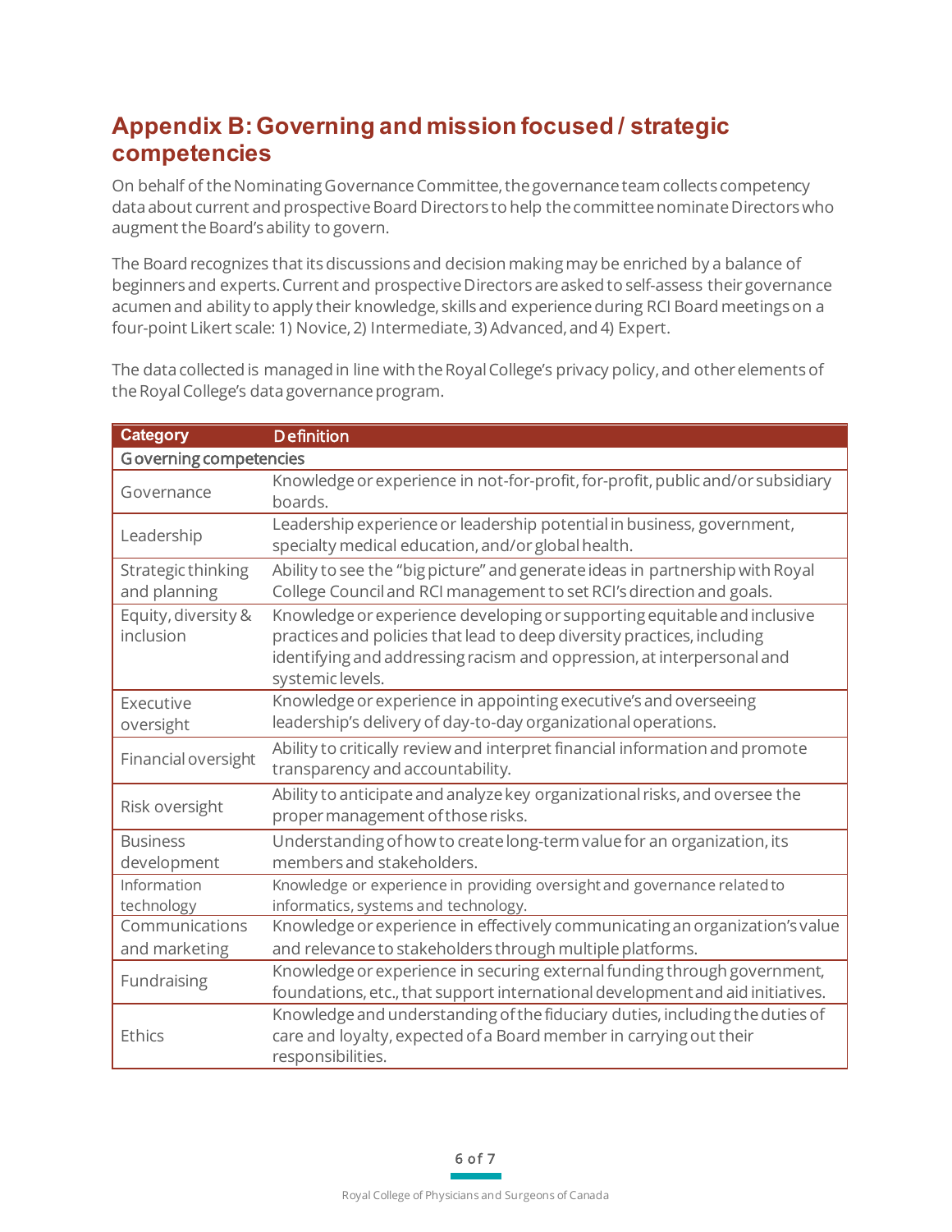## Appendix B: Governing and mission focused / strategic competencies

On behalf of the Nominating Governance Committee, the governance team collects competency data about current and prospective Board Directors to help the committee nominate Directors who augment the Board's ability to govern.

The Board recognizes that its discussions and decision making may be enriched by a balance of beginners and experts. Current and prospective Directors are asked to self-assess their governance acumen and ability to apply their knowledge, skills and experience during RCI Board meetings on a four-point Likert scale: 1) Novice, 2) Intermediate, 3) Advanced, and 4) Expert.

The data collected is managed in line with the Royal College's privacy policy, and other elements of the Royal College's data governance program.

| Category | Definition |
|---|---|
| **Governing competencies** | |
| Governance | Knowledge or experience in not-for-profit, for-profit, public and/or subsidiary boards. |
| Leadership | Leadership experience or leadership potential in business, government, specialty medical education, and/or global health. |
| Strategic thinking and planning | Ability to see the "big picture" and generate ideas in partnership with Royal College Council and RCI management to set RCI's direction and goals. |
| Equity, diversity & inclusion | Knowledge or experience developing or supporting equitable and inclusive practices and policies that lead to deep diversity practices, including identifying and addressing racism and oppression, at interpersonal and systemic levels. |
| Executive oversight | Knowledge or experience in appointing executive's and overseeing leadership's delivery of day-to-day organizational operations. |
| Financial oversight | Ability to critically review and interpret financial information and promote transparency and accountability. |
| Risk oversight | Ability to anticipate and analyze key organizational risks, and oversee the proper management of those risks. |
| Business development | Understanding of how to create long-term value for an organization, its members and stakeholders. |
| Information technology | Knowledge or experience in providing oversight and governance related to informatics, systems and technology. |
| Communications and marketing | Knowledge or experience in effectively communicating an organization's value and relevance to stakeholders through multiple platforms. |
| Fundraising | Knowledge or experience in securing external funding through government, foundations, etc., that support international development and aid initiatives. |
| Ethics | Knowledge and understanding of the fiduciary duties, including the duties of care and loyalty, expected of a Board member in carrying out their responsibilities. |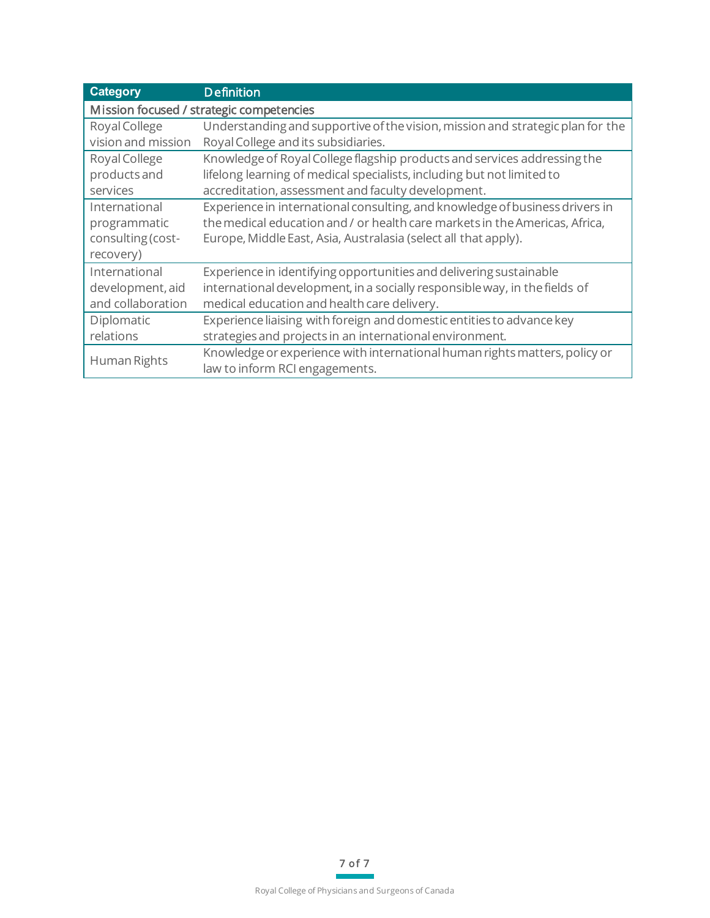| Category | Definition |
| --- | --- |
| Mission focused / strategic competencies | |
| Royal College vision and mission | Understanding and supportive of the vision, mission and strategic plan for the Royal College and its subsidiaries. |
| Royal College products and services | Knowledge of Royal College flagship products and services addressing the lifelong learning of medical specialists, including but not limited to accreditation, assessment and faculty development. |
| International programmatic consulting (cost-recovery) | Experience in international consulting, and knowledge of business drivers in the medical education and / or health care markets in the Americas, Africa, Europe, Middle East, Asia, Australasia (select all that apply). |
| International development, aid and collaboration | Experience in identifying opportunities and delivering sustainable international development, in a socially responsible way, in the fields of medical education and health care delivery. |
| Diplomatic relations | Experience liaising with foreign and domestic entities to advance key strategies and projects in an international environment. |
| Human Rights | Knowledge or experience with international human rights matters, policy or law to inform RCI engagements. |